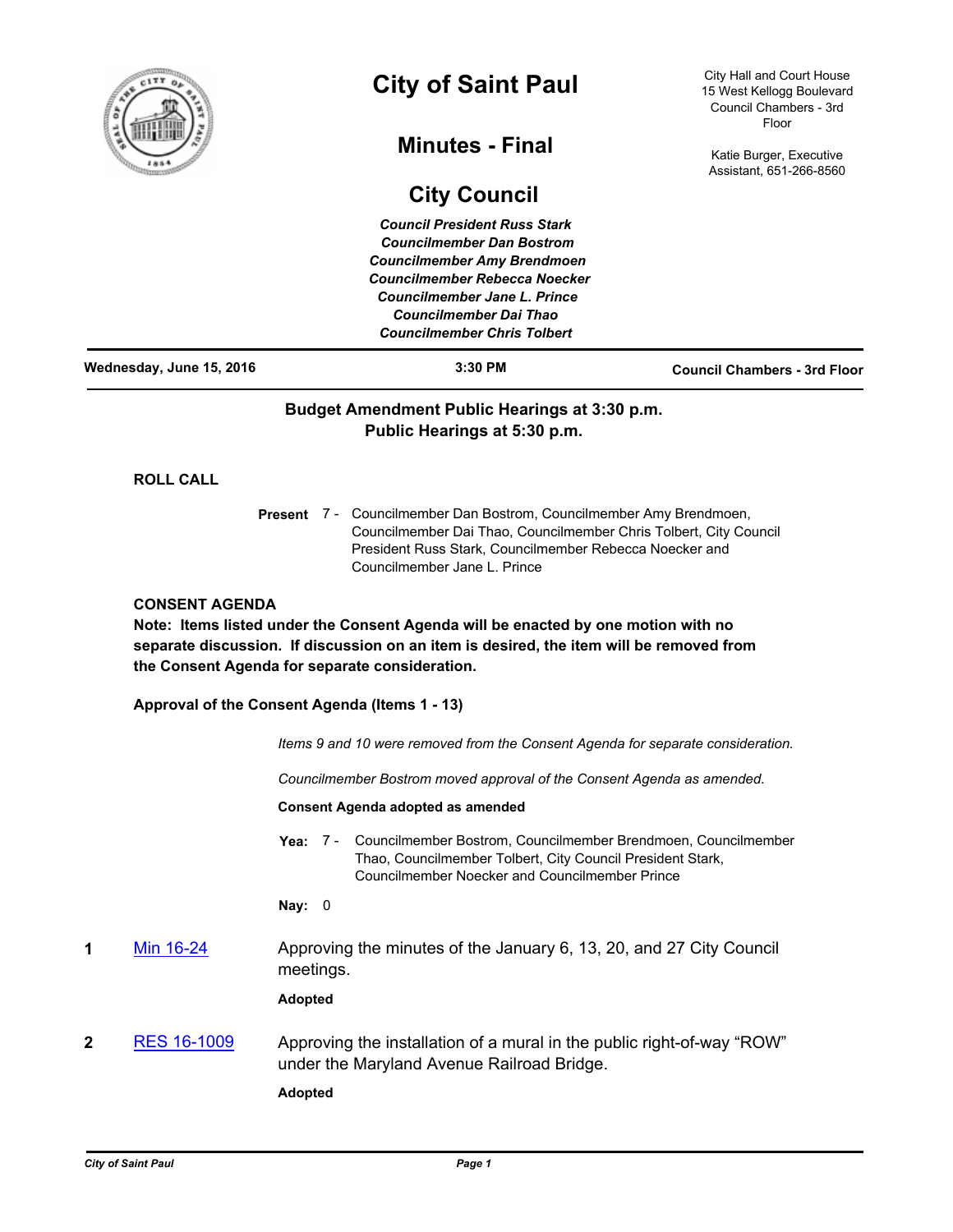# City of Saint Paul

## Minutes - Final

## City Council

City Hall and Court House
15 West Kellogg Boulevard
Council Chambers - 3rd Floor

Katie Burger, Executive Assistant, 651-266-8560

***Council President Russ Stark***
***Councilmember Dan Bostrom***
***Councilmember Amy Brendmoen***
***Councilmember Rebecca Noecker***
***Councilmember Jane L. Prince***
***Councilmember Dai Thao***
***Councilmember Chris Tolbert***

**Wednesday, June 15, 2016** | **3:30 PM** | **Council Chambers - 3rd Floor**

**Budget Amendment Public Hearings at 3:30 p.m.**
**Public Hearings at 5:30 p.m.**

**ROLL CALL**

**Present** 7 - Councilmember Dan Bostrom, Councilmember Amy Brendmoen, Councilmember Dai Thao, Councilmember Chris Tolbert, City Council President Russ Stark, Councilmember Rebecca Noecker and Councilmember Jane L. Prince

**CONSENT AGENDA**
**Note: Items listed under the Consent Agenda will be enacted by one motion with no separate discussion. If discussion on an item is desired, the item will be removed from the Consent Agenda for separate consideration.**

**Approval of the Consent Agenda (Items 1 - 13)**

*Items 9 and 10 were removed from the Consent Agenda for separate consideration.*

*Councilmember Bostrom moved approval of the Consent Agenda as amended.*

**Consent Agenda adopted as amended**

**Yea:** 7 - Councilmember Bostrom, Councilmember Brendmoen, Councilmember Thao, Councilmember Tolbert, City Council President Stark, Councilmember Noecker and Councilmember Prince

**Nay:** 0

**1** Min 16-24 — Approving the minutes of the January 6, 13, 20, and 27 City Council meetings.

**Adopted**

**2** RES 16-1009 — Approving the installation of a mural in the public right-of-way "ROW" under the Maryland Avenue Railroad Bridge.

**Adopted**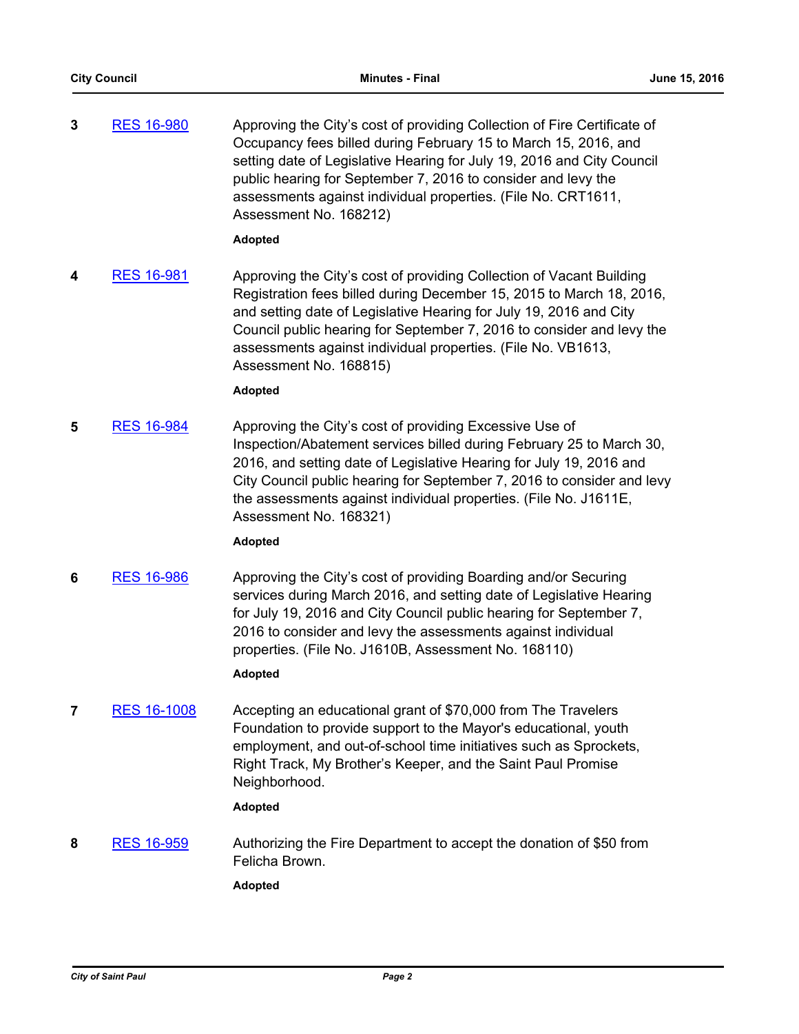**3** [RES 16-980](RES 16-980)

Approving the City's cost of providing Collection of Fire Certificate of Occupancy fees billed during February 15 to March 15, 2016, and setting date of Legislative Hearing for July 19, 2016 and City Council public hearing for September 7, 2016 to consider and levy the assessments against individual properties. (File No. CRT1611, Assessment No. 168212)

**Adopted**

**4** [RES 16-981](RES 16-981)

Approving the City's cost of providing Collection of Vacant Building Registration fees billed during December 15, 2015 to March 18, 2016, and setting date of Legislative Hearing for July 19, 2016 and City Council public hearing for September 7, 2016 to consider and levy the assessments against individual properties. (File No. VB1613, Assessment No. 168815)

**Adopted**

**5** [RES 16-984](RES 16-984)

Approving the City's cost of providing Excessive Use of Inspection/Abatement services billed during February 25 to March 30, 2016, and setting date of Legislative Hearing for July 19, 2016 and City Council public hearing for September 7, 2016 to consider and levy the assessments against individual properties. (File No. J1611E, Assessment No. 168321)

**Adopted**

**6** [RES 16-986](RES 16-986)

Approving the City's cost of providing Boarding and/or Securing services during March 2016, and setting date of Legislative Hearing for July 19, 2016 and City Council public hearing for September 7, 2016 to consider and levy the assessments against individual properties. (File No. J1610B, Assessment No. 168110)

**Adopted**

**7** [RES 16-1008](RES 16-1008)

Accepting an educational grant of $70,000 from The Travelers Foundation to provide support to the Mayor's educational, youth employment, and out-of-school time initiatives such as Sprockets, Right Track, My Brother's Keeper, and the Saint Paul Promise Neighborhood.

**Adopted**

**8** [RES 16-959](RES 16-959)

Authorizing the Fire Department to accept the donation of $50 from Felicha Brown.

**Adopted**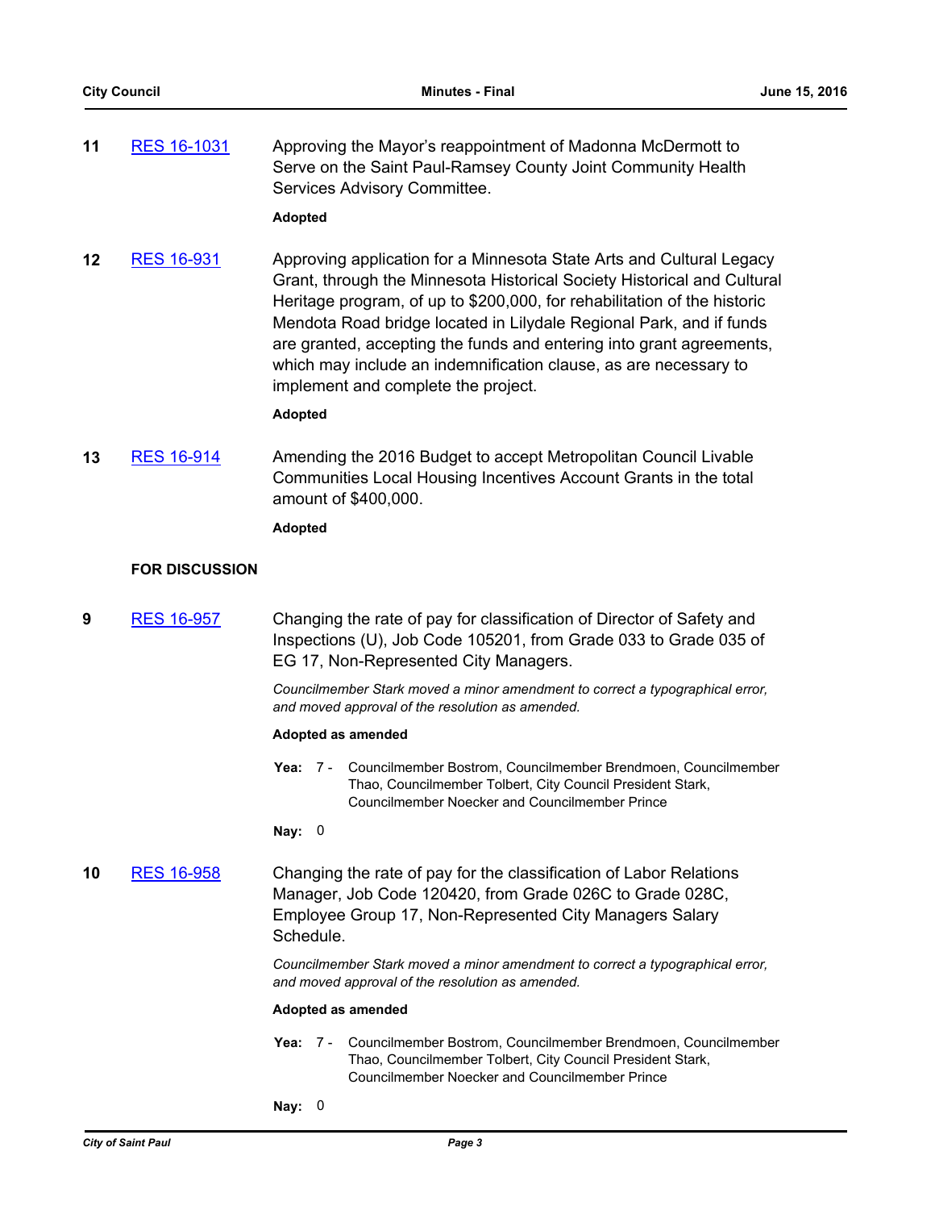**11** RES 16-1031 Approving the Mayor's reappointment of Madonna McDermott to Serve on the Saint Paul-Ramsey County Joint Community Health Services Advisory Committee.

**Adopted**

**12** RES 16-931 Approving application for a Minnesota State Arts and Cultural Legacy Grant, through the Minnesota Historical Society Historical and Cultural Heritage program, of up to $200,000, for rehabilitation of the historic Mendota Road bridge located in Lilydale Regional Park, and if funds are granted, accepting the funds and entering into grant agreements, which may include an indemnification clause, as are necessary to implement and complete the project.

**Adopted**

**13** RES 16-914 Amending the 2016 Budget to accept Metropolitan Council Livable Communities Local Housing Incentives Account Grants in the total amount of $400,000.

**Adopted**

**FOR DISCUSSION**

**9** RES 16-957 Changing the rate of pay for classification of Director of Safety and Inspections (U), Job Code 105201, from Grade 033 to Grade 035 of EG 17, Non-Represented City Managers.

*Councilmember Stark moved a minor amendment to correct a typographical error, and moved approval of the resolution as amended.*

**Adopted as amended**

**Yea:** 7 - Councilmember Bostrom, Councilmember Brendmoen, Councilmember Thao, Councilmember Tolbert, City Council President Stark, Councilmember Noecker and Councilmember Prince

**Nay:** 0

**10** RES 16-958 Changing the rate of pay for the classification of Labor Relations Manager, Job Code 120420, from Grade 026C to Grade 028C, Employee Group 17, Non-Represented City Managers Salary Schedule.

*Councilmember Stark moved a minor amendment to correct a typographical error, and moved approval of the resolution as amended.*

**Adopted as amended**

**Yea:** 7 - Councilmember Bostrom, Councilmember Brendmoen, Councilmember Thao, Councilmember Tolbert, City Council President Stark, Councilmember Noecker and Councilmember Prince

**Nay:** 0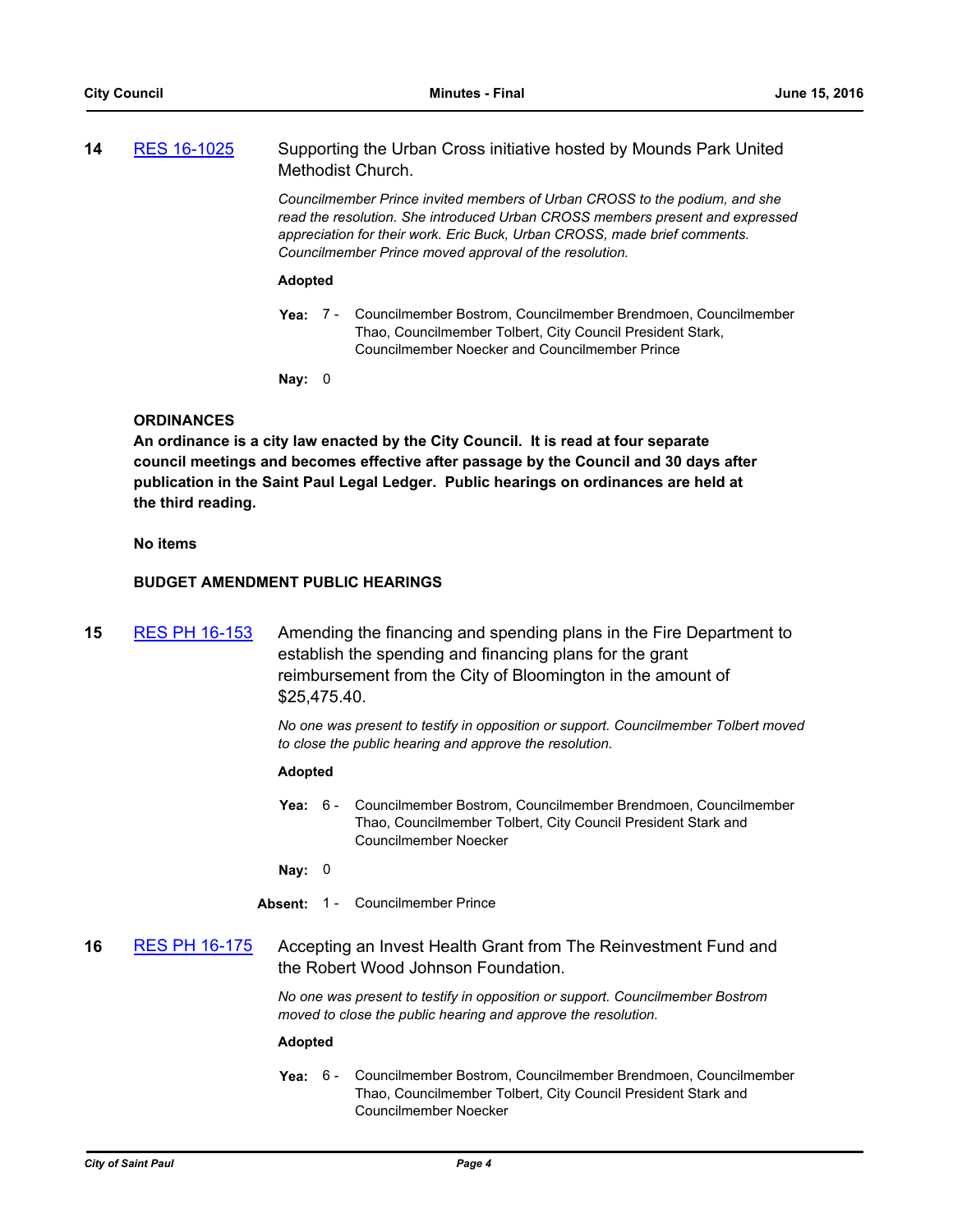**14** [RES 16-1025](#) Supporting the Urban Cross initiative hosted by Mounds Park United Methodist Church.

*Councilmember Prince invited members of Urban CROSS to the podium, and she read the resolution. She introduced Urban CROSS members present and expressed appreciation for their work. Eric Buck, Urban CROSS, made brief comments. Councilmember Prince moved approval of the resolution.*

**Adopted**

**Yea:** 7 - Councilmember Bostrom, Councilmember Brendmoen, Councilmember Thao, Councilmember Tolbert, City Council President Stark, Councilmember Noecker and Councilmember Prince

**Nay:** 0

**ORDINANCES**

**An ordinance is a city law enacted by the City Council. It is read at four separate council meetings and becomes effective after passage by the Council and 30 days after publication in the Saint Paul Legal Ledger. Public hearings on ordinances are held at the third reading.**

**No items**

**BUDGET AMENDMENT PUBLIC HEARINGS**

**15** [RES PH 16-153](#) Amending the financing and spending plans in the Fire Department to establish the spending and financing plans for the grant reimbursement from the City of Bloomington in the amount of $25,475.40.

*No one was present to testify in opposition or support. Councilmember Tolbert moved to close the public hearing and approve the resolution.*

**Adopted**

**Yea:** 6 - Councilmember Bostrom, Councilmember Brendmoen, Councilmember Thao, Councilmember Tolbert, City Council President Stark and Councilmember Noecker

**Nay:** 0

**Absent:** 1 - Councilmember Prince

**16** [RES PH 16-175](#) Accepting an Invest Health Grant from The Reinvestment Fund and the Robert Wood Johnson Foundation.

*No one was present to testify in opposition or support. Councilmember Bostrom moved to close the public hearing and approve the resolution.*

**Adopted**

**Yea:** 6 - Councilmember Bostrom, Councilmember Brendmoen, Councilmember Thao, Councilmember Tolbert, City Council President Stark and Councilmember Noecker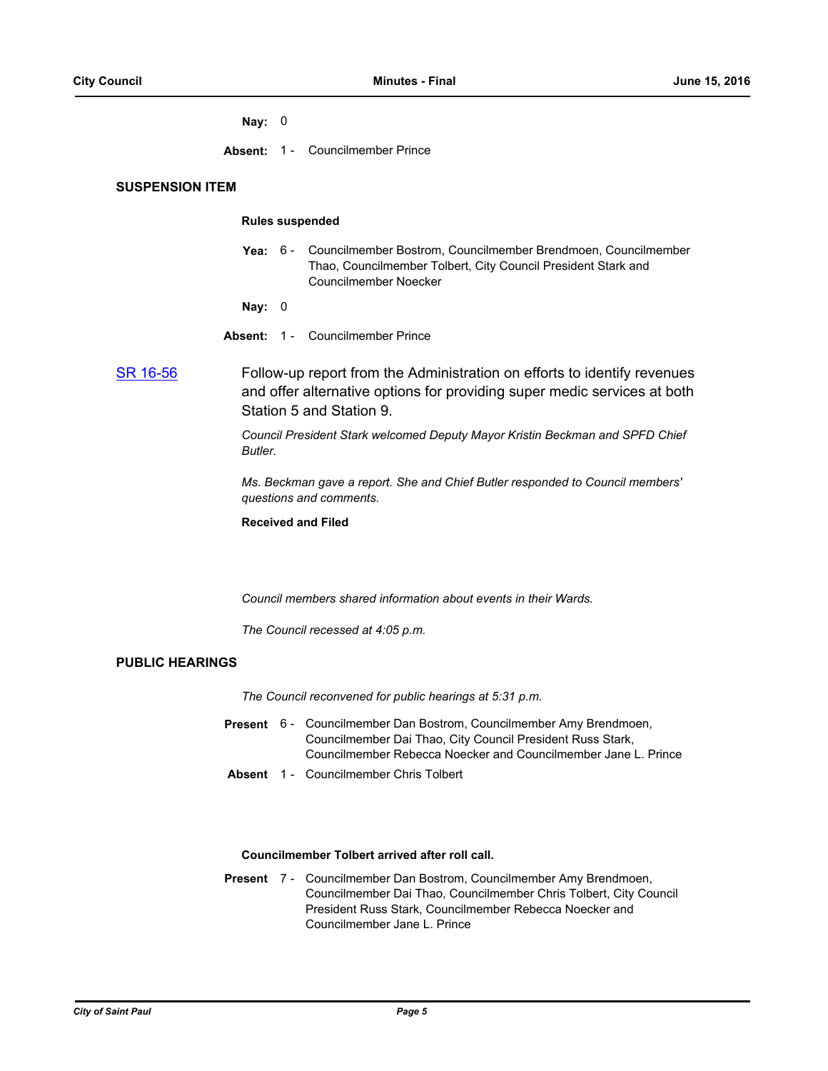**Nay:** 0

**Absent:** 1 - Councilmember Prince

## SUSPENSION ITEM

**Rules suspended**

**Yea:** 6 - Councilmember Bostrom, Councilmember Brendmoen, Councilmember Thao, Councilmember Tolbert, City Council President Stark and Councilmember Noecker

**Nay:** 0

**Absent:** 1 - Councilmember Prince

SR 16-56 Follow-up report from the Administration on efforts to identify revenues and offer alternative options for providing super medic services at both Station 5 and Station 9.

*Council President Stark welcomed Deputy Mayor Kristin Beckman and SPFD Chief Butler.*

*Ms. Beckman gave a report. She and Chief Butler responded to Council members' questions and comments.*

**Received and Filed**

*Council members shared information about events in their Wards.*

*The Council recessed at 4:05 p.m.*

## PUBLIC HEARINGS

*The Council reconvened for public hearings at 5:31 p.m.*

**Present** 6 - Councilmember Dan Bostrom, Councilmember Amy Brendmoen, Councilmember Dai Thao, City Council President Russ Stark, Councilmember Rebecca Noecker and Councilmember Jane L. Prince

**Absent** 1 - Councilmember Chris Tolbert

**Councilmember Tolbert arrived after roll call.**

**Present** 7 - Councilmember Dan Bostrom, Councilmember Amy Brendmoen, Councilmember Dai Thao, Councilmember Chris Tolbert, City Council President Russ Stark, Councilmember Rebecca Noecker and Councilmember Jane L. Prince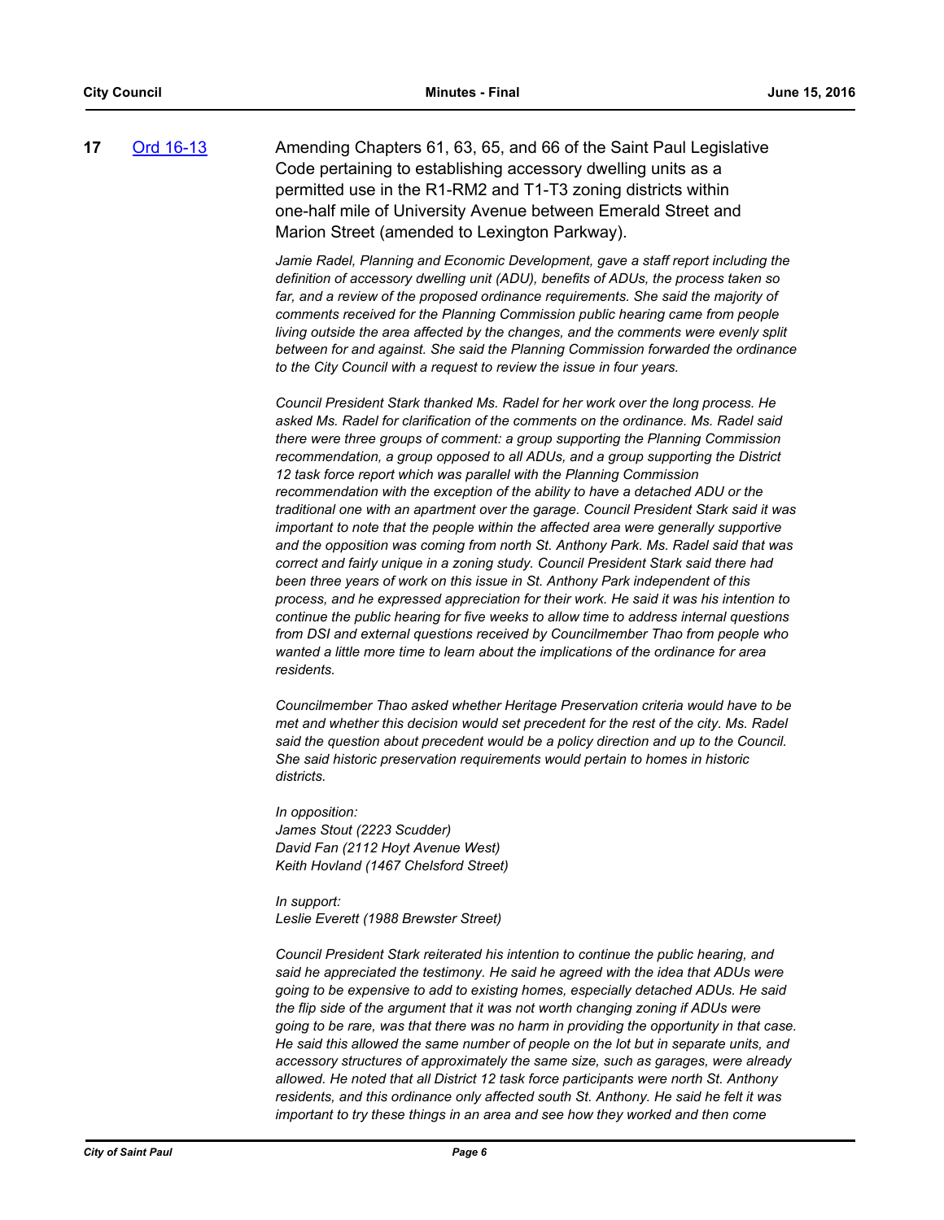**17** [Ord 16-13](#) Amending Chapters 61, 63, 65, and 66 of the Saint Paul Legislative Code pertaining to establishing accessory dwelling units as a permitted use in the R1-RM2 and T1-T3 zoning districts within one-half mile of University Avenue between Emerald Street and Marion Street (amended to Lexington Parkway).

*Jamie Radel, Planning and Economic Development, gave a staff report including the definition of accessory dwelling unit (ADU), benefits of ADUs, the process taken so far, and a review of the proposed ordinance requirements. She said the majority of comments received for the Planning Commission public hearing came from people living outside the area affected by the changes, and the comments were evenly split between for and against. She said the Planning Commission forwarded the ordinance to the City Council with a request to review the issue in four years.*

*Council President Stark thanked Ms. Radel for her work over the long process. He asked Ms. Radel for clarification of the comments on the ordinance. Ms. Radel said there were three groups of comment: a group supporting the Planning Commission recommendation, a group opposed to all ADUs, and a group supporting the District 12 task force report which was parallel with the Planning Commission recommendation with the exception of the ability to have a detached ADU or the traditional one with an apartment over the garage. Council President Stark said it was important to note that the people within the affected area were generally supportive and the opposition was coming from north St. Anthony Park. Ms. Radel said that was correct and fairly unique in a zoning study. Council President Stark said there had been three years of work on this issue in St. Anthony Park independent of this process, and he expressed appreciation for their work. He said it was his intention to continue the public hearing for five weeks to allow time to address internal questions from DSI and external questions received by Councilmember Thao from people who wanted a little more time to learn about the implications of the ordinance for area residents.*

*Councilmember Thao asked whether Heritage Preservation criteria would have to be met and whether this decision would set precedent for the rest of the city. Ms. Radel said the question about precedent would be a policy direction and up to the Council. She said historic preservation requirements would pertain to homes in historic districts.*

*In opposition:*
*James Stout (2223 Scudder)*
*David Fan (2112 Hoyt Avenue West)*
*Keith Hovland (1467 Chelsford Street)*

*In support:*
*Leslie Everett (1988 Brewster Street)*

*Council President Stark reiterated his intention to continue the public hearing, and said he appreciated the testimony. He said he agreed with the idea that ADUs were going to be expensive to add to existing homes, especially detached ADUs. He said the flip side of the argument that it was not worth changing zoning if ADUs were going to be rare, was that there was no harm in providing the opportunity in that case. He said this allowed the same number of people on the lot but in separate units, and accessory structures of approximately the same size, such as garages, were already allowed. He noted that all District 12 task force participants were north St. Anthony residents, and this ordinance only affected south St. Anthony. He said he felt it was important to try these things in an area and see how they worked and then come*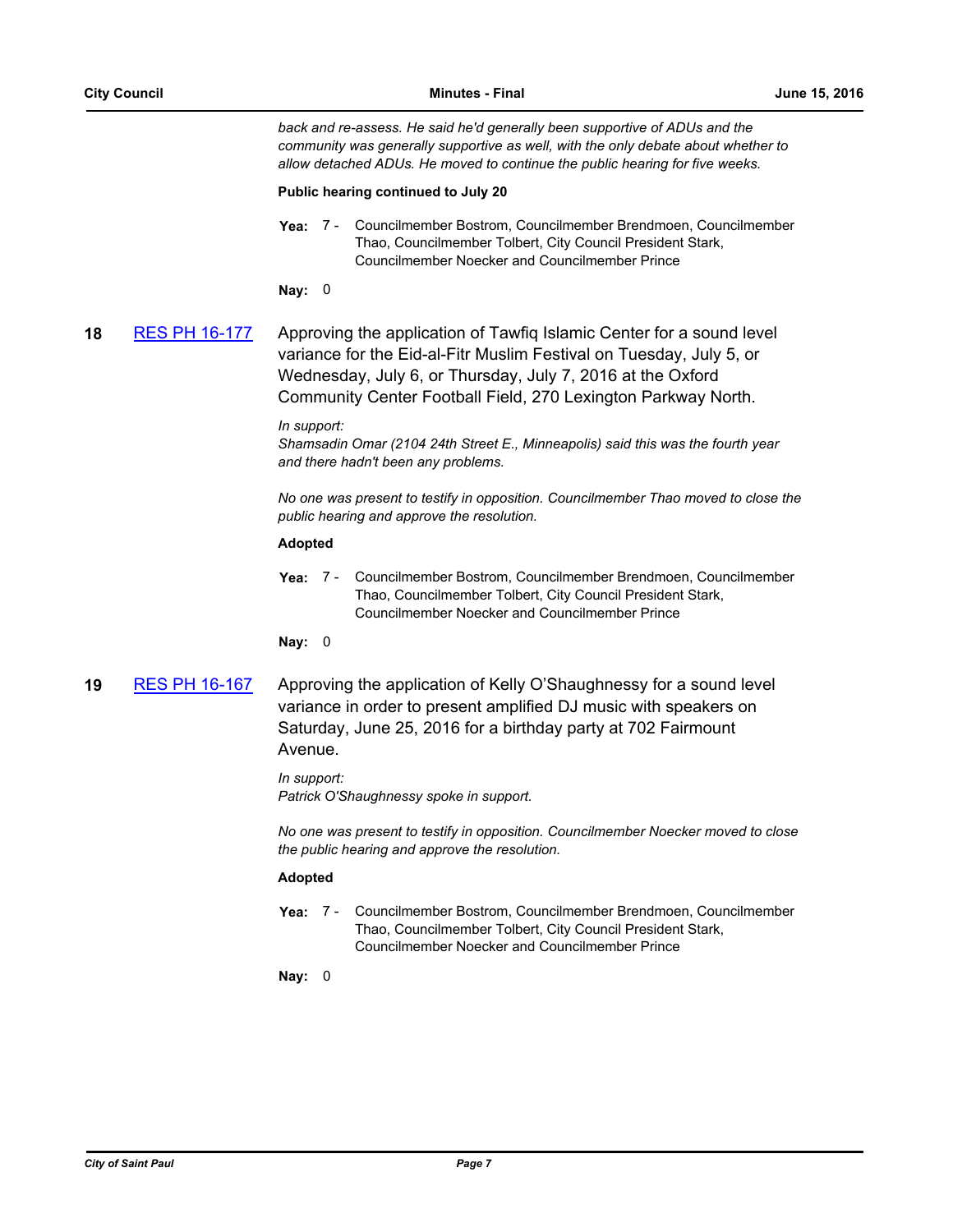*back and re-assess. He said he'd generally been supportive of ADUs and the community was generally supportive as well, with the only debate about whether to allow detached ADUs. He moved to continue the public hearing for five weeks.*

**Public hearing continued to July 20**

**Yea:** 7 - Councilmember Bostrom, Councilmember Brendmoen, Councilmember Thao, Councilmember Tolbert, City Council President Stark, Councilmember Noecker and Councilmember Prince

**Nay:** 0

**18** RES PH 16-177 Approving the application of Tawfiq Islamic Center for a sound level variance for the Eid-al-Fitr Muslim Festival on Tuesday, July 5, or Wednesday, July 6, or Thursday, July 7, 2016 at the Oxford Community Center Football Field, 270 Lexington Parkway North.

*In support:*
*Shamsadin Omar (2104 24th Street E., Minneapolis) said this was the fourth year and there hadn't been any problems.*

*No one was present to testify in opposition. Councilmember Thao moved to close the public hearing and approve the resolution.*

**Adopted**

**Yea:** 7 - Councilmember Bostrom, Councilmember Brendmoen, Councilmember Thao, Councilmember Tolbert, City Council President Stark, Councilmember Noecker and Councilmember Prince

**Nay:** 0

**19** RES PH 16-167 Approving the application of Kelly O'Shaughnessy for a sound level variance in order to present amplified DJ music with speakers on Saturday, June 25, 2016 for a birthday party at 702 Fairmount Avenue.

*In support:*
*Patrick O'Shaughnessy spoke in support.*

*No one was present to testify in opposition. Councilmember Noecker moved to close the public hearing and approve the resolution.*

**Adopted**

**Yea:** 7 - Councilmember Bostrom, Councilmember Brendmoen, Councilmember Thao, Councilmember Tolbert, City Council President Stark, Councilmember Noecker and Councilmember Prince

**Nay:** 0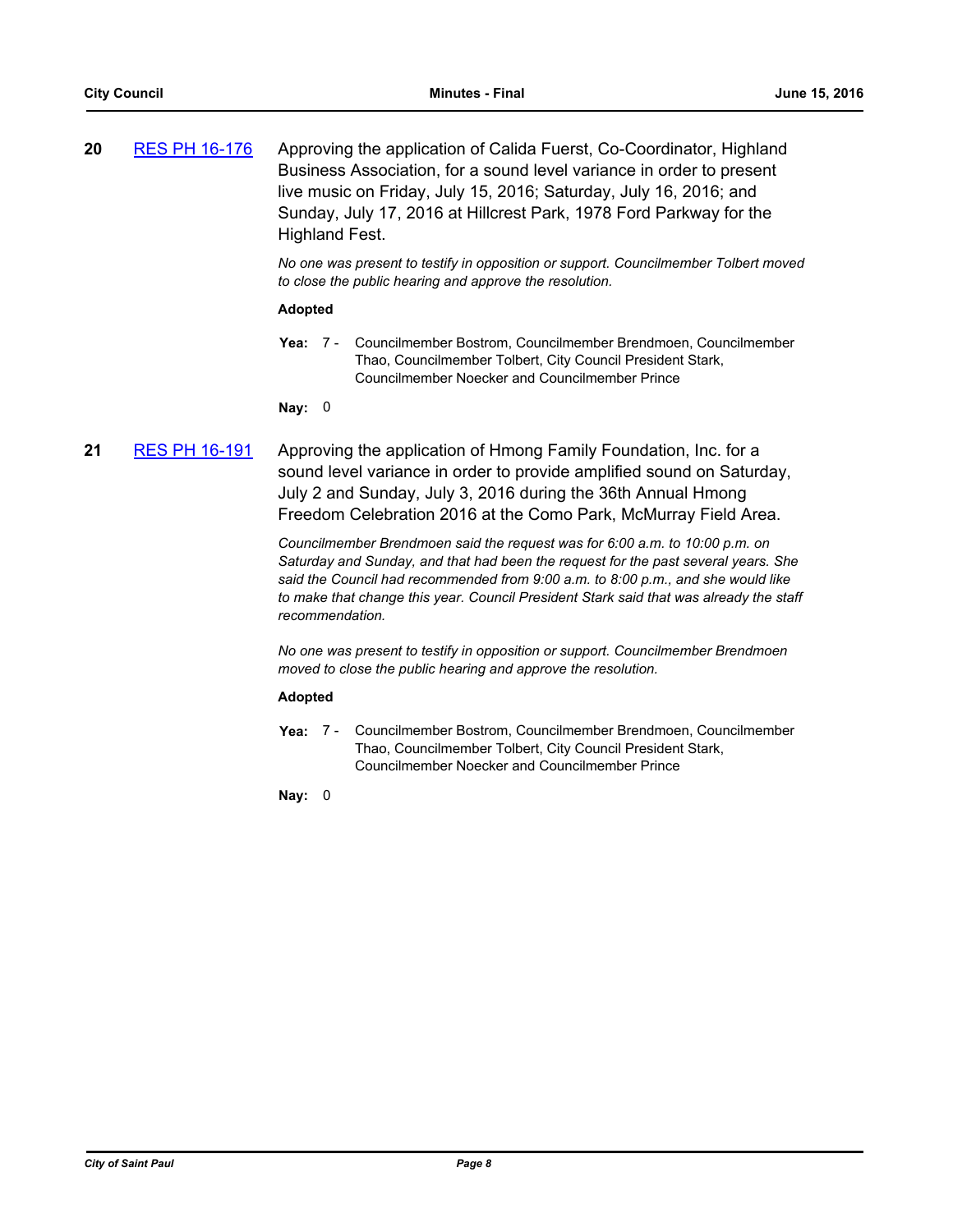**20** RES PH 16-176

Approving the application of Calida Fuerst, Co-Coordinator, Highland Business Association, for a sound level variance in order to present live music on Friday, July 15, 2016; Saturday, July 16, 2016; and Sunday, July 17, 2016 at Hillcrest Park, 1978 Ford Parkway for the Highland Fest.

*No one was present to testify in opposition or support. Councilmember Tolbert moved to close the public hearing and approve the resolution.*

**Adopted**

**Yea:** 7 - Councilmember Bostrom, Councilmember Brendmoen, Councilmember Thao, Councilmember Tolbert, City Council President Stark, Councilmember Noecker and Councilmember Prince

**Nay:** 0

**21** RES PH 16-191

Approving the application of Hmong Family Foundation, Inc. for a sound level variance in order to provide amplified sound on Saturday, July 2 and Sunday, July 3, 2016 during the 36th Annual Hmong Freedom Celebration 2016 at the Como Park, McMurray Field Area.

*Councilmember Brendmoen said the request was for 6:00 a.m. to 10:00 p.m. on Saturday and Sunday, and that had been the request for the past several years. She said the Council had recommended from 9:00 a.m. to 8:00 p.m., and she would like to make that change this year. Council President Stark said that was already the staff recommendation.*

*No one was present to testify in opposition or support. Councilmember Brendmoen moved to close the public hearing and approve the resolution.*

**Adopted**

**Yea:** 7 - Councilmember Bostrom, Councilmember Brendmoen, Councilmember Thao, Councilmember Tolbert, City Council President Stark, Councilmember Noecker and Councilmember Prince

**Nay:** 0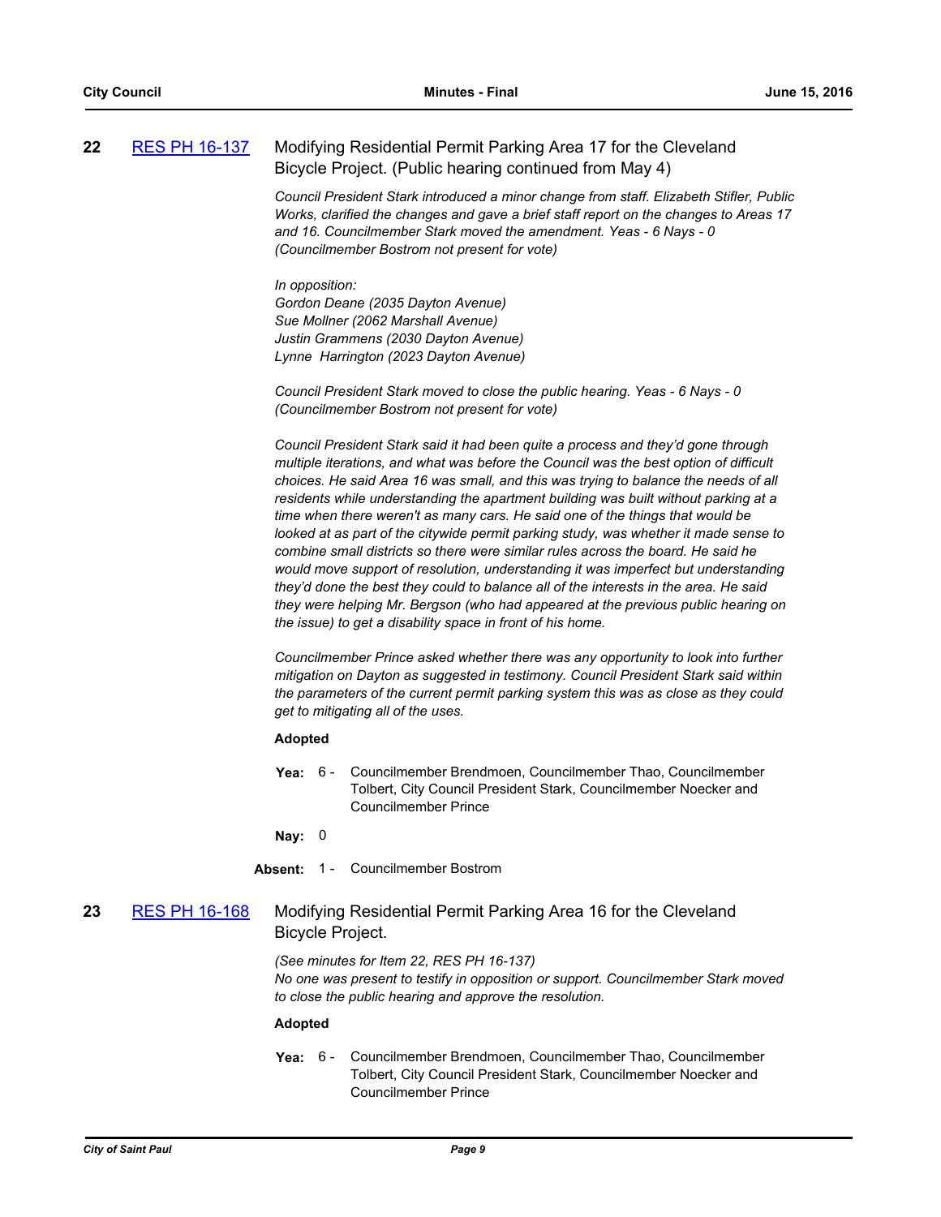**22** [RES PH 16-137](RES PH 16-137) Modifying Residential Permit Parking Area 17 for the Cleveland Bicycle Project. (Public hearing continued from May 4)

*Council President Stark introduced a minor change from staff. Elizabeth Stifler, Public Works, clarified the changes and gave a brief staff report on the changes to Areas 17 and 16. Councilmember Stark moved the amendment. Yeas - 6 Nays - 0 (Councilmember Bostrom not present for vote)*

*In opposition:*
*Gordon Deane (2035 Dayton Avenue)*
*Sue Mollner (2062 Marshall Avenue)*
*Justin Grammens (2030 Dayton Avenue)*
*Lynne Harrington (2023 Dayton Avenue)*

*Council President Stark moved to close the public hearing. Yeas - 6 Nays - 0 (Councilmember Bostrom not present for vote)*

*Council President Stark said it had been quite a process and they'd gone through multiple iterations, and what was before the Council was the best option of difficult choices. He said Area 16 was small, and this was trying to balance the needs of all residents while understanding the apartment building was built without parking at a time when there weren't as many cars. He said one of the things that would be looked at as part of the citywide permit parking study, was whether it made sense to combine small districts so there were similar rules across the board. He said he would move support of resolution, understanding it was imperfect but understanding they'd done the best they could to balance all of the interests in the area. He said they were helping Mr. Bergson (who had appeared at the previous public hearing on the issue) to get a disability space in front of his home.*

*Councilmember Prince asked whether there was any opportunity to look into further mitigation on Dayton as suggested in testimony. Council President Stark said within the parameters of the current permit parking system this was as close as they could get to mitigating all of the uses.*

**Adopted**

**Yea:** 6 - Councilmember Brendmoen, Councilmember Thao, Councilmember Tolbert, City Council President Stark, Councilmember Noecker and Councilmember Prince

**Nay:** 0

**Absent:** 1 - Councilmember Bostrom

**23** [RES PH 16-168](RES PH 16-168) Modifying Residential Permit Parking Area 16 for the Cleveland Bicycle Project.

*(See minutes for Item 22, RES PH 16-137)*
*No one was present to testify in opposition or support. Councilmember Stark moved to close the public hearing and approve the resolution.*

**Adopted**

**Yea:** 6 - Councilmember Brendmoen, Councilmember Thao, Councilmember Tolbert, City Council President Stark, Councilmember Noecker and Councilmember Prince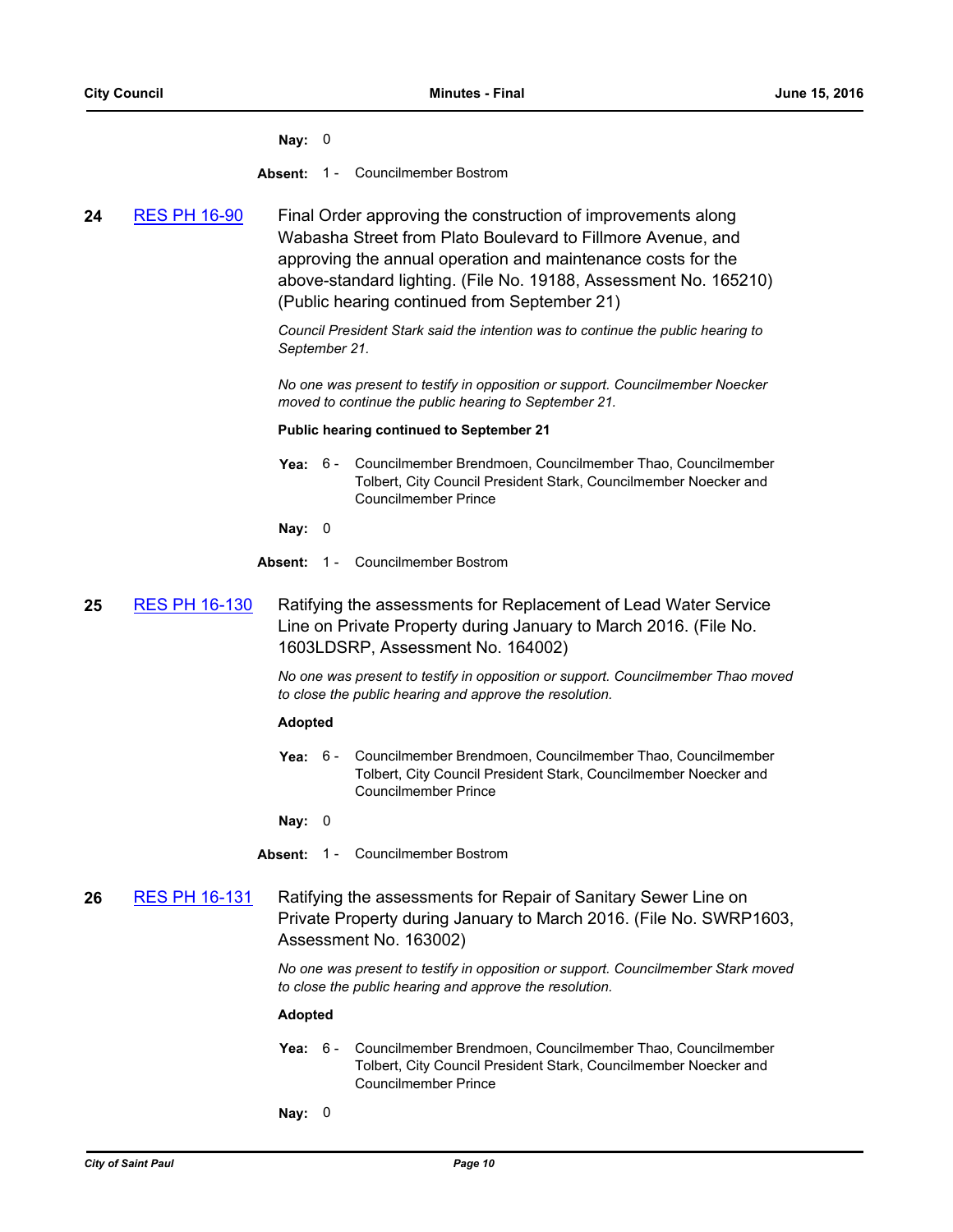**Nay:** 0

**Absent:** 1 - Councilmember Bostrom

**24** RES PH 16-90 Final Order approving the construction of improvements along Wabasha Street from Plato Boulevard to Fillmore Avenue, and approving the annual operation and maintenance costs for the above-standard lighting. (File No. 19188, Assessment No. 165210) (Public hearing continued from September 21)

*Council President Stark said the intention was to continue the public hearing to September 21.*

*No one was present to testify in opposition or support. Councilmember Noecker moved to continue the public hearing to September 21.*

**Public hearing continued to September 21**

**Yea:** 6 - Councilmember Brendmoen, Councilmember Thao, Councilmember Tolbert, City Council President Stark, Councilmember Noecker and Councilmember Prince

**Nay:** 0

**Absent:** 1 - Councilmember Bostrom

**25** RES PH 16-130 Ratifying the assessments for Replacement of Lead Water Service Line on Private Property during January to March 2016. (File No. 1603LDSRP, Assessment No. 164002)

*No one was present to testify in opposition or support. Councilmember Thao moved to close the public hearing and approve the resolution.*

**Adopted**

**Yea:** 6 - Councilmember Brendmoen, Councilmember Thao, Councilmember Tolbert, City Council President Stark, Councilmember Noecker and Councilmember Prince

**Nay:** 0

**Absent:** 1 - Councilmember Bostrom

**26** RES PH 16-131 Ratifying the assessments for Repair of Sanitary Sewer Line on Private Property during January to March 2016. (File No. SWRP1603, Assessment No. 163002)

*No one was present to testify in opposition or support. Councilmember Stark moved to close the public hearing and approve the resolution.*

**Adopted**

**Yea:** 6 - Councilmember Brendmoen, Councilmember Thao, Councilmember Tolbert, City Council President Stark, Councilmember Noecker and Councilmember Prince

**Nay:** 0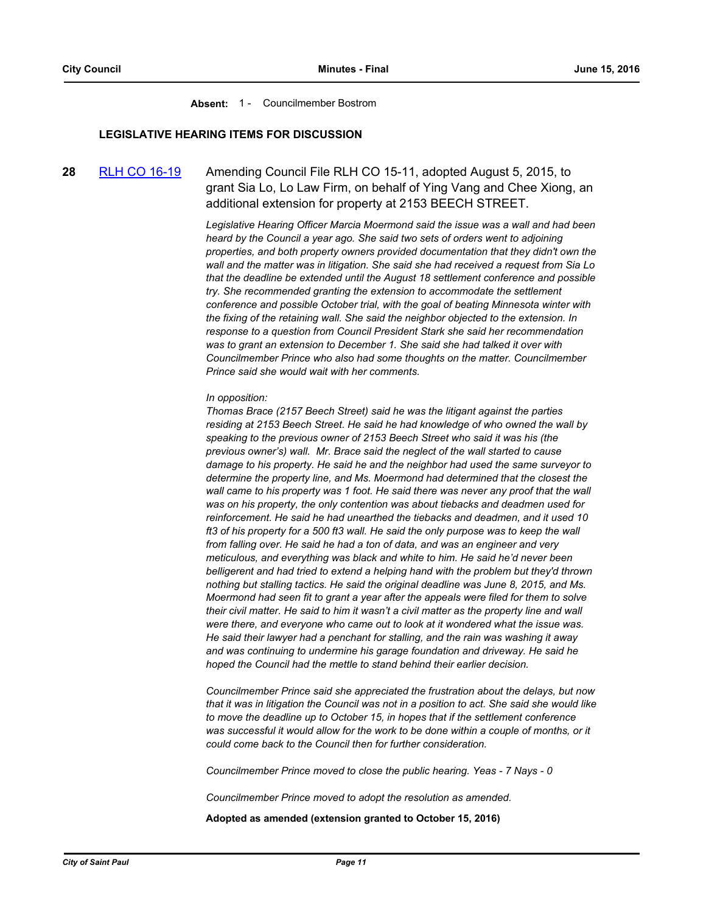**Absent:** 1 - Councilmember Bostrom

**LEGISLATIVE HEARING ITEMS FOR DISCUSSION**

**28** RLH CO 16-19 Amending Council File RLH CO 15-11, adopted August 5, 2015, to grant Sia Lo, Lo Law Firm, on behalf of Ying Vang and Chee Xiong, an additional extension for property at 2153 BEECH STREET.

*Legislative Hearing Officer Marcia Moermond said the issue was a wall and had been heard by the Council a year ago. She said two sets of orders went to adjoining properties, and both property owners provided documentation that they didn't own the wall and the matter was in litigation. She said she had received a request from Sia Lo that the deadline be extended until the August 18 settlement conference and possible try. She recommended granting the extension to accommodate the settlement conference and possible October trial, with the goal of beating Minnesota winter with the fixing of the retaining wall. She said the neighbor objected to the extension. In response to a question from Council President Stark she said her recommendation was to grant an extension to December 1. She said she had talked it over with Councilmember Prince who also had some thoughts on the matter. Councilmember Prince said she would wait with her comments.*

*In opposition:*
*Thomas Brace (2157 Beech Street) said he was the litigant against the parties residing at 2153 Beech Street. He said he had knowledge of who owned the wall by speaking to the previous owner of 2153 Beech Street who said it was his (the previous owner's) wall. Mr. Brace said the neglect of the wall started to cause damage to his property. He said he and the neighbor had used the same surveyor to determine the property line, and Ms. Moermond had determined that the closest the wall came to his property was 1 foot. He said there was never any proof that the wall was on his property, the only contention was about tiebacks and deadmen used for reinforcement. He said he had unearthed the tiebacks and deadmen, and it used 10 ft3 of his property for a 500 ft3 wall. He said the only purpose was to keep the wall from falling over. He said he had a ton of data, and was an engineer and very meticulous, and everything was black and white to him. He said he'd never been belligerent and had tried to extend a helping hand with the problem but they'd thrown nothing but stalling tactics. He said the original deadline was June 8, 2015, and Ms. Moermond had seen fit to grant a year after the appeals were filed for them to solve their civil matter. He said to him it wasn't a civil matter as the property line and wall were there, and everyone who came out to look at it wondered what the issue was. He said their lawyer had a penchant for stalling, and the rain was washing it away and was continuing to undermine his garage foundation and driveway. He said he hoped the Council had the mettle to stand behind their earlier decision.*

*Councilmember Prince said she appreciated the frustration about the delays, but now that it was in litigation the Council was not in a position to act. She said she would like to move the deadline up to October 15, in hopes that if the settlement conference was successful it would allow for the work to be done within a couple of months, or it could come back to the Council then for further consideration.*

*Councilmember Prince moved to close the public hearing. Yeas - 7 Nays - 0*

*Councilmember Prince moved to adopt the resolution as amended.*

**Adopted as amended (extension granted to October 15, 2016)**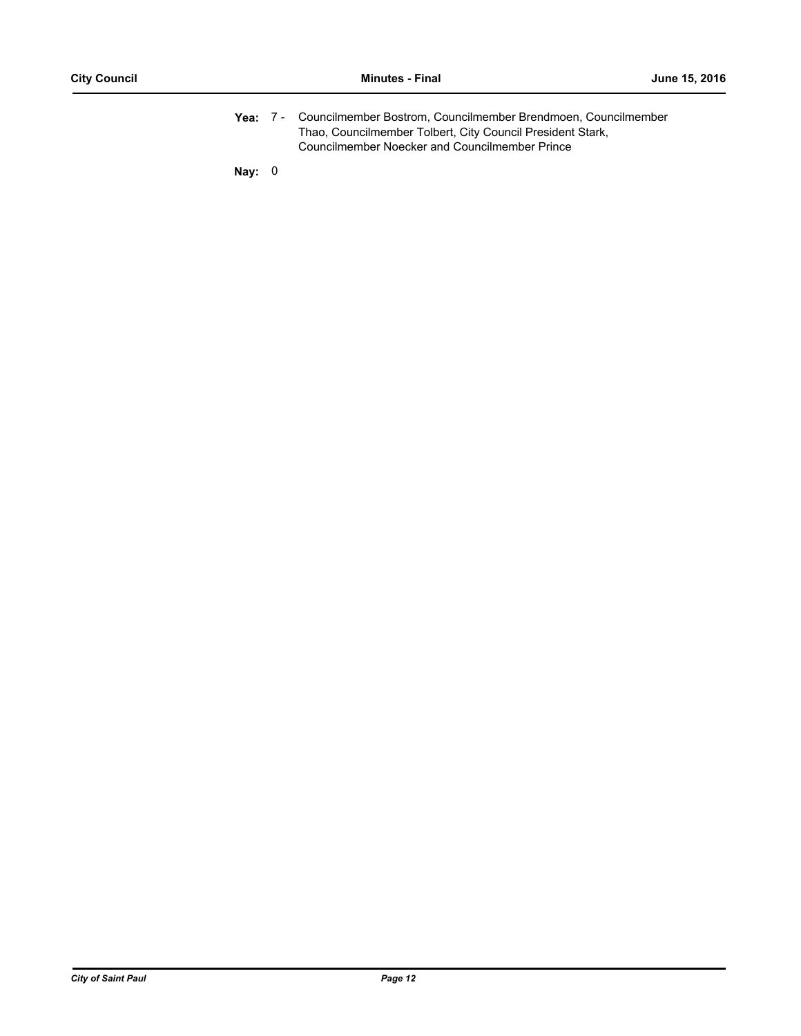**Yea:** 7 - Councilmember Bostrom, Councilmember Brendmoen, Councilmember Thao, Councilmember Tolbert, City Council President Stark, Councilmember Noecker and Councilmember Prince

**Nay:** 0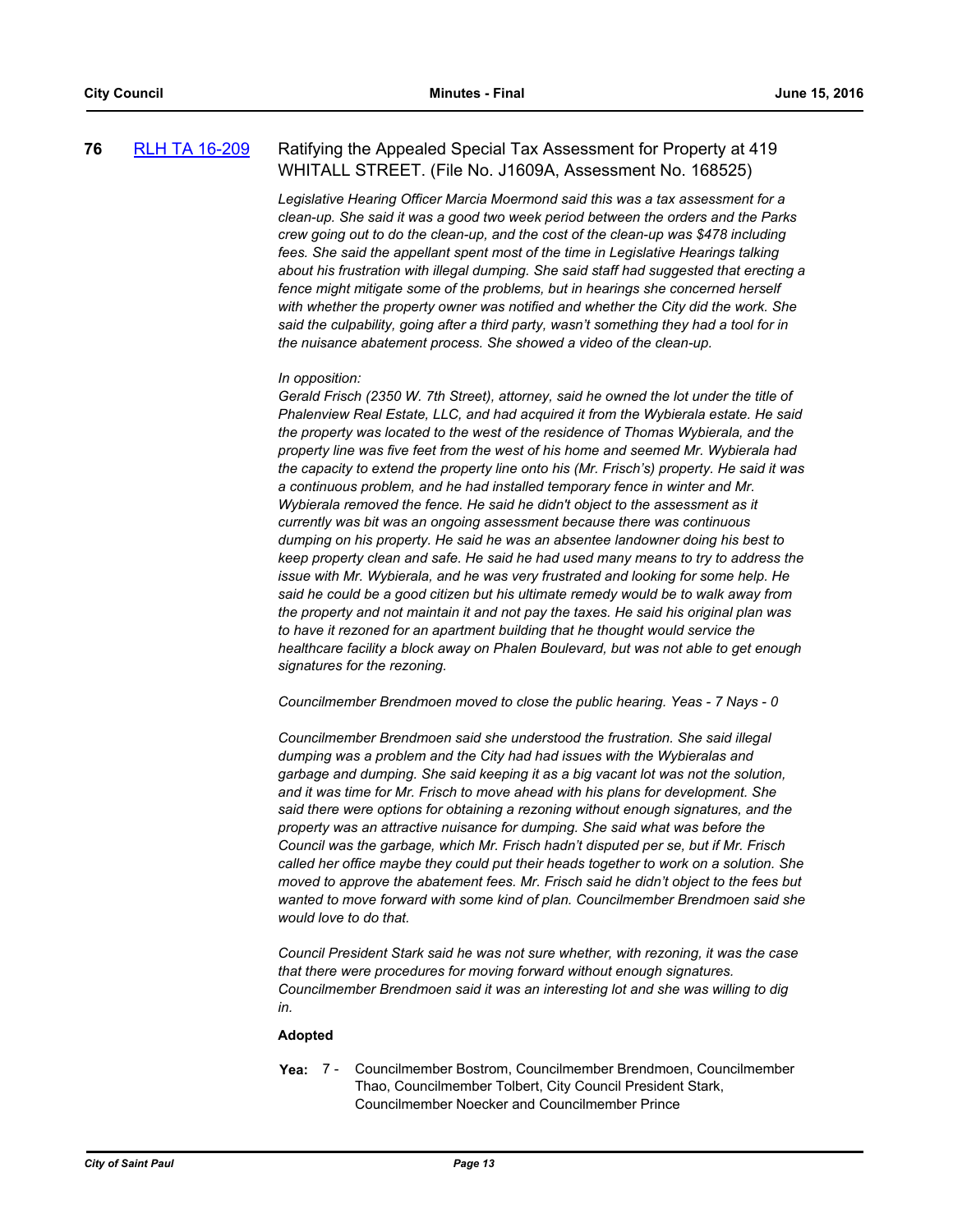**76** [RLH TA 16-209](RLH TA 16-209) Ratifying the Appealed Special Tax Assessment for Property at 419 WHITALL STREET. (File No. J1609A, Assessment No. 168525)

*Legislative Hearing Officer Marcia Moermond said this was a tax assessment for a clean-up. She said it was a good two week period between the orders and the Parks crew going out to do the clean-up, and the cost of the clean-up was $478 including fees. She said the appellant spent most of the time in Legislative Hearings talking about his frustration with illegal dumping. She said staff had suggested that erecting a fence might mitigate some of the problems, but in hearings she concerned herself with whether the property owner was notified and whether the City did the work. She said the culpability, going after a third party, wasn't something they had a tool for in the nuisance abatement process. She showed a video of the clean-up.*

*In opposition:*

*Gerald Frisch (2350 W. 7th Street), attorney, said he owned the lot under the title of Phalenview Real Estate, LLC, and had acquired it from the Wybierala estate. He said the property was located to the west of the residence of Thomas Wybierala, and the property line was five feet from the west of his home and seemed Mr. Wybierala had the capacity to extend the property line onto his (Mr. Frisch's) property. He said it was a continuous problem, and he had installed temporary fence in winter and Mr. Wybierala removed the fence. He said he didn't object to the assessment as it currently was bit was an ongoing assessment because there was continuous dumping on his property. He said he was an absentee landowner doing his best to keep property clean and safe. He said he had used many means to try to address the issue with Mr. Wybierala, and he was very frustrated and looking for some help. He said he could be a good citizen but his ultimate remedy would be to walk away from the property and not maintain it and not pay the taxes. He said his original plan was to have it rezoned for an apartment building that he thought would service the healthcare facility a block away on Phalen Boulevard, but was not able to get enough signatures for the rezoning.*

*Councilmember Brendmoen moved to close the public hearing. Yeas - 7 Nays - 0*

*Councilmember Brendmoen said she understood the frustration. She said illegal dumping was a problem and the City had had issues with the Wybieralas and garbage and dumping. She said keeping it as a big vacant lot was not the solution, and it was time for Mr. Frisch to move ahead with his plans for development. She said there were options for obtaining a rezoning without enough signatures, and the property was an attractive nuisance for dumping. She said what was before the Council was the garbage, which Mr. Frisch hadn't disputed per se, but if Mr. Frisch called her office maybe they could put their heads together to work on a solution. She moved to approve the abatement fees. Mr. Frisch said he didn't object to the fees but wanted to move forward with some kind of plan. Councilmember Brendmoen said she would love to do that.*

*Council President Stark said he was not sure whether, with rezoning, it was the case that there were procedures for moving forward without enough signatures. Councilmember Brendmoen said it was an interesting lot and she was willing to dig in.*

**Adopted**

**Yea:** 7 - Councilmember Bostrom, Councilmember Brendmoen, Councilmember Thao, Councilmember Tolbert, City Council President Stark, Councilmember Noecker and Councilmember Prince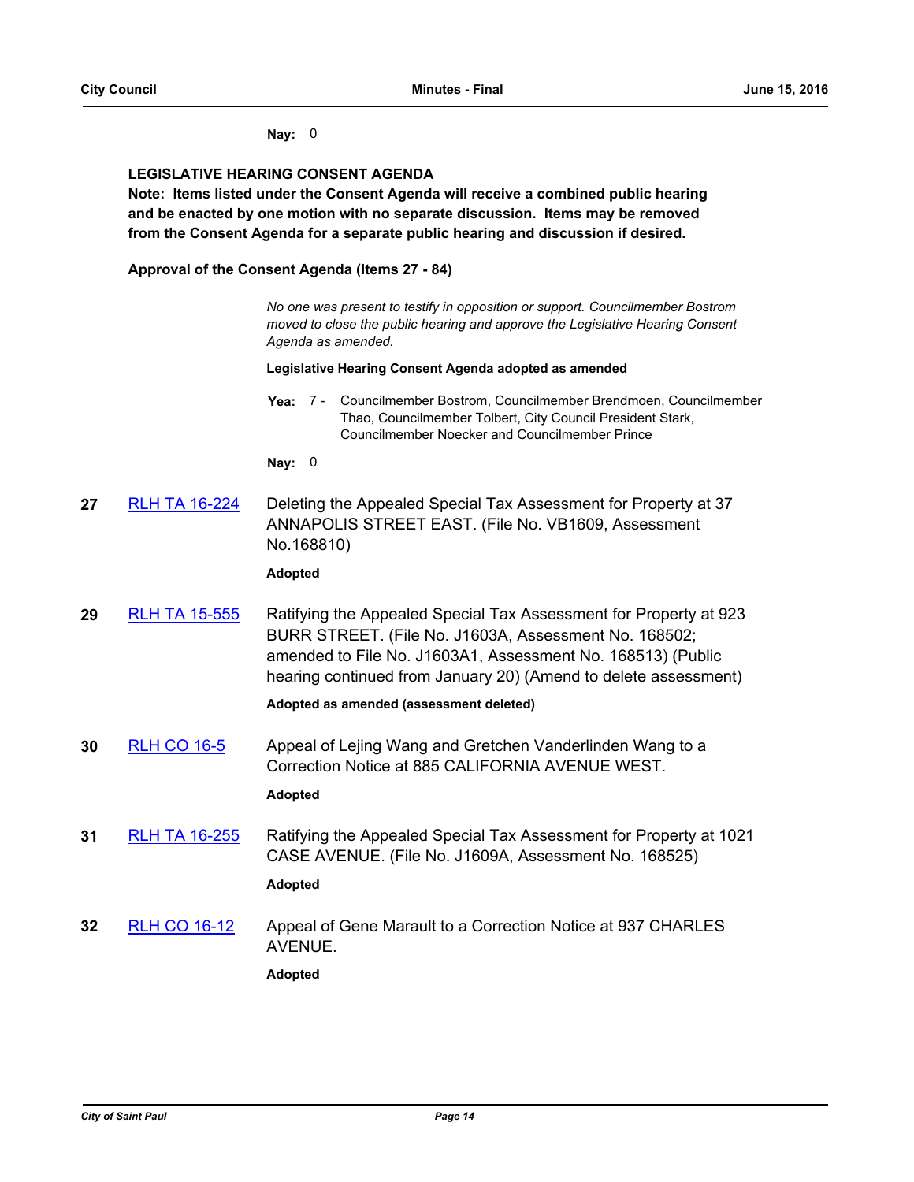**Nay:** 0

**LEGISLATIVE HEARING CONSENT AGENDA**

**Note: Items listed under the Consent Agenda will receive a combined public hearing and be enacted by one motion with no separate discussion. Items may be removed from the Consent Agenda for a separate public hearing and discussion if desired.**

**Approval of the Consent Agenda (Items 27 - 84)**

*No one was present to testify in opposition or support. Councilmember Bostrom moved to close the public hearing and approve the Legislative Hearing Consent Agenda as amended.*

**Legislative Hearing Consent Agenda adopted as amended**

**Yea:** 7 - Councilmember Bostrom, Councilmember Brendmoen, Councilmember Thao, Councilmember Tolbert, City Council President Stark, Councilmember Noecker and Councilmember Prince

**Nay:** 0

**27** RLH TA 16-224 — Deleting the Appealed Special Tax Assessment for Property at 37 ANNAPOLIS STREET EAST. (File No. VB1609, Assessment No.168810)

**Adopted**

**29** RLH TA 15-555 — Ratifying the Appealed Special Tax Assessment for Property at 923 BURR STREET. (File No. J1603A, Assessment No. 168502; amended to File No. J1603A1, Assessment No. 168513) (Public hearing continued from January 20) (Amend to delete assessment)

**Adopted as amended (assessment deleted)**

**30** RLH CO 16-5 — Appeal of Lejing Wang and Gretchen Vanderlinden Wang to a Correction Notice at 885 CALIFORNIA AVENUE WEST.

**Adopted**

**31** RLH TA 16-255 — Ratifying the Appealed Special Tax Assessment for Property at 1021 CASE AVENUE. (File No. J1609A, Assessment No. 168525)

**Adopted**

**32** RLH CO 16-12 — Appeal of Gene Marault to a Correction Notice at 937 CHARLES AVENUE.

**Adopted**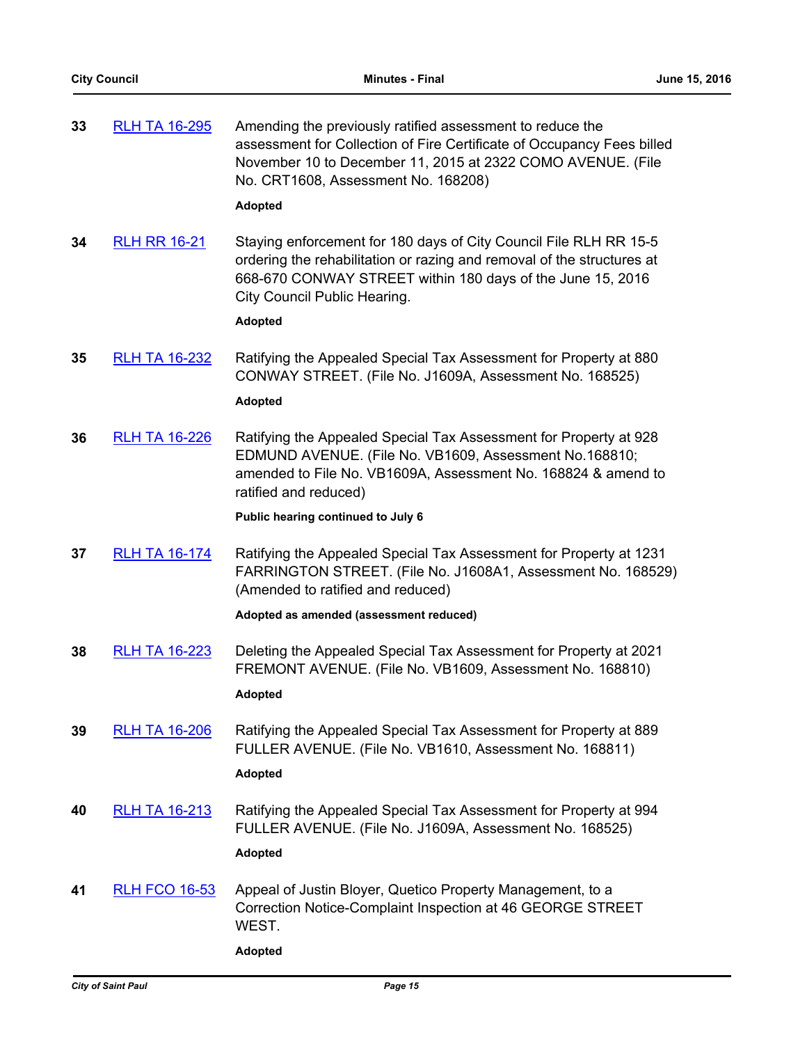**33** RLH TA 16-295 Amending the previously ratified assessment to reduce the assessment for Collection of Fire Certificate of Occupancy Fees billed November 10 to December 11, 2015 at 2322 COMO AVENUE. (File No. CRT1608, Assessment No. 168208)

**Adopted**

**34** RLH RR 16-21 Staying enforcement for 180 days of City Council File RLH RR 15-5 ordering the rehabilitation or razing and removal of the structures at 668-670 CONWAY STREET within 180 days of the June 15, 2016 City Council Public Hearing.

**Adopted**

**35** RLH TA 16-232 Ratifying the Appealed Special Tax Assessment for Property at 880 CONWAY STREET. (File No. J1609A, Assessment No. 168525)

**Adopted**

**36** RLH TA 16-226 Ratifying the Appealed Special Tax Assessment for Property at 928 EDMUND AVENUE. (File No. VB1609, Assessment No.168810; amended to File No. VB1609A, Assessment No. 168824 & amend to ratified and reduced)

**Public hearing continued to July 6**

**37** RLH TA 16-174 Ratifying the Appealed Special Tax Assessment for Property at 1231 FARRINGTON STREET. (File No. J1608A1, Assessment No. 168529) (Amended to ratified and reduced)

**Adopted as amended (assessment reduced)**

**38** RLH TA 16-223 Deleting the Appealed Special Tax Assessment for Property at 2021 FREMONT AVENUE. (File No. VB1609, Assessment No. 168810)

**Adopted**

**39** RLH TA 16-206 Ratifying the Appealed Special Tax Assessment for Property at 889 FULLER AVENUE. (File No. VB1610, Assessment No. 168811)

**Adopted**

**40** RLH TA 16-213 Ratifying the Appealed Special Tax Assessment for Property at 994 FULLER AVENUE. (File No. J1609A, Assessment No. 168525)

**Adopted**

**41** RLH FCO 16-53 Appeal of Justin Bloyer, Quetico Property Management, to a Correction Notice-Complaint Inspection at 46 GEORGE STREET WEST.

**Adopted**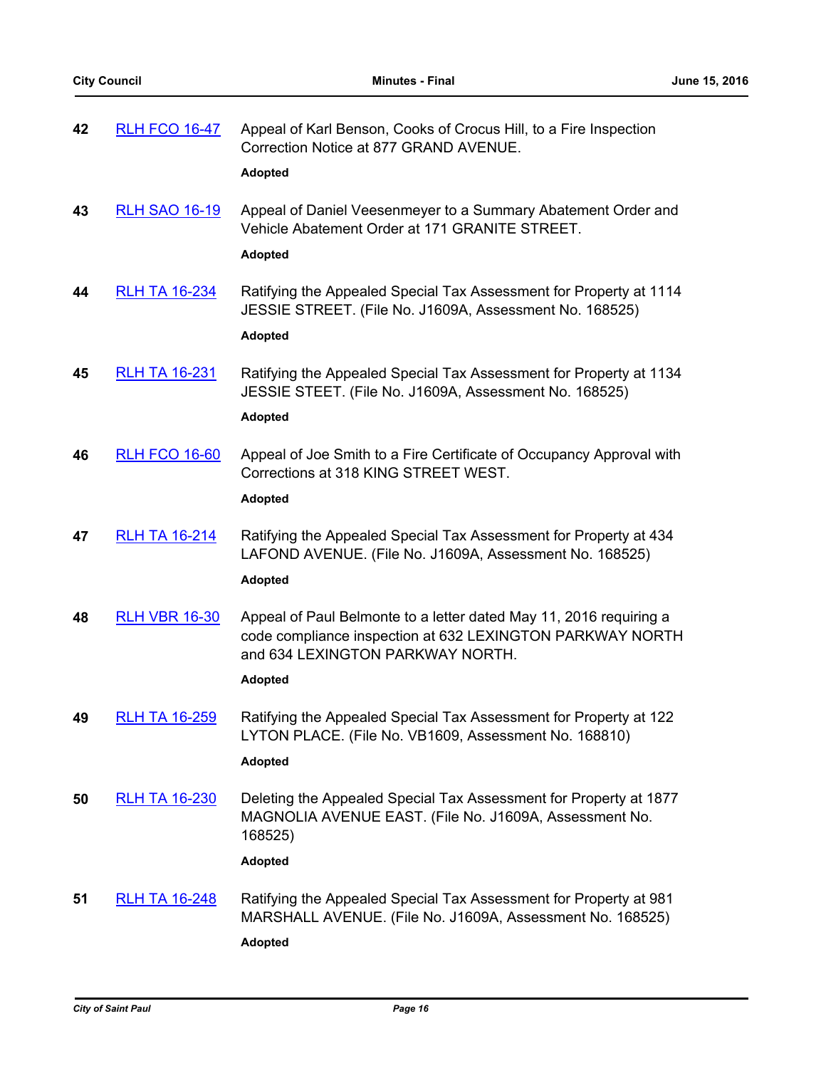**42** RLH FCO 16-47

Appeal of Karl Benson, Cooks of Crocus Hill, to a Fire Inspection Correction Notice at 877 GRAND AVENUE.

**Adopted**

**43** RLH SAO 16-19

Appeal of Daniel Veesenmeyer to a Summary Abatement Order and Vehicle Abatement Order at 171 GRANITE STREET.

**Adopted**

**44** RLH TA 16-234

Ratifying the Appealed Special Tax Assessment for Property at 1114 JESSIE STREET. (File No. J1609A, Assessment No. 168525)

**Adopted**

**45** RLH TA 16-231

Ratifying the Appealed Special Tax Assessment for Property at 1134 JESSIE STEET. (File No. J1609A, Assessment No. 168525)

**Adopted**

**46** RLH FCO 16-60

Appeal of Joe Smith to a Fire Certificate of Occupancy Approval with Corrections at 318 KING STREET WEST.

**Adopted**

**47** RLH TA 16-214

Ratifying the Appealed Special Tax Assessment for Property at 434 LAFOND AVENUE. (File No. J1609A, Assessment No. 168525)

**Adopted**

**48** RLH VBR 16-30

Appeal of Paul Belmonte to a letter dated May 11, 2016 requiring a code compliance inspection at 632 LEXINGTON PARKWAY NORTH and 634 LEXINGTON PARKWAY NORTH.

**Adopted**

**49** RLH TA 16-259

Ratifying the Appealed Special Tax Assessment for Property at 122 LYTON PLACE. (File No. VB1609, Assessment No. 168810)

**Adopted**

**50** RLH TA 16-230

Deleting the Appealed Special Tax Assessment for Property at 1877 MAGNOLIA AVENUE EAST. (File No. J1609A, Assessment No. 168525)

**Adopted**

**51** RLH TA 16-248

Ratifying the Appealed Special Tax Assessment for Property at 981 MARSHALL AVENUE. (File No. J1609A, Assessment No. 168525)

**Adopted**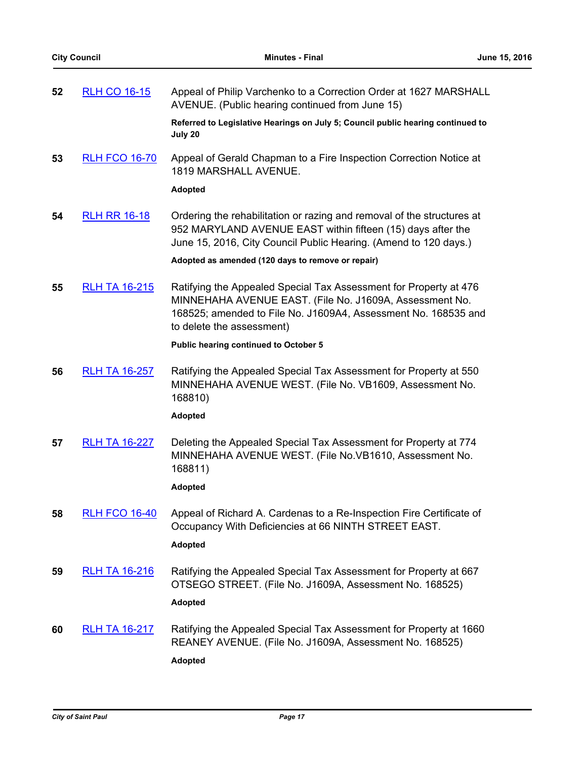**52** RLH CO 16-15 Appeal of Philip Varchenko to a Correction Order at 1627 MARSHALL AVENUE. (Public hearing continued from June 15)

**Referred to Legislative Hearings on July 5; Council public hearing continued to July 20**

**53** RLH FCO 16-70 Appeal of Gerald Chapman to a Fire Inspection Correction Notice at 1819 MARSHALL AVENUE.

**Adopted**

**54** RLH RR 16-18 Ordering the rehabilitation or razing and removal of the structures at 952 MARYLAND AVENUE EAST within fifteen (15) days after the June 15, 2016, City Council Public Hearing. (Amend to 120 days.)

**Adopted as amended (120 days to remove or repair)**

**55** RLH TA 16-215 Ratifying the Appealed Special Tax Assessment for Property at 476 MINNEHAHA AVENUE EAST. (File No. J1609A, Assessment No. 168525; amended to File No. J1609A4, Assessment No. 168535 and to delete the assessment)

**Public hearing continued to October 5**

**56** RLH TA 16-257 Ratifying the Appealed Special Tax Assessment for Property at 550 MINNEHAHA AVENUE WEST. (File No. VB1609, Assessment No. 168810)

**Adopted**

**57** RLH TA 16-227 Deleting the Appealed Special Tax Assessment for Property at 774 MINNEHAHA AVENUE WEST. (File No.VB1610, Assessment No. 168811)

**Adopted**

**58** RLH FCO 16-40 Appeal of Richard A. Cardenas to a Re-Inspection Fire Certificate of Occupancy With Deficiencies at 66 NINTH STREET EAST.

**Adopted**

**59** RLH TA 16-216 Ratifying the Appealed Special Tax Assessment for Property at 667 OTSEGO STREET. (File No. J1609A, Assessment No. 168525)

**Adopted**

**60** RLH TA 16-217 Ratifying the Appealed Special Tax Assessment for Property at 1660 REANEY AVENUE. (File No. J1609A, Assessment No. 168525)

**Adopted**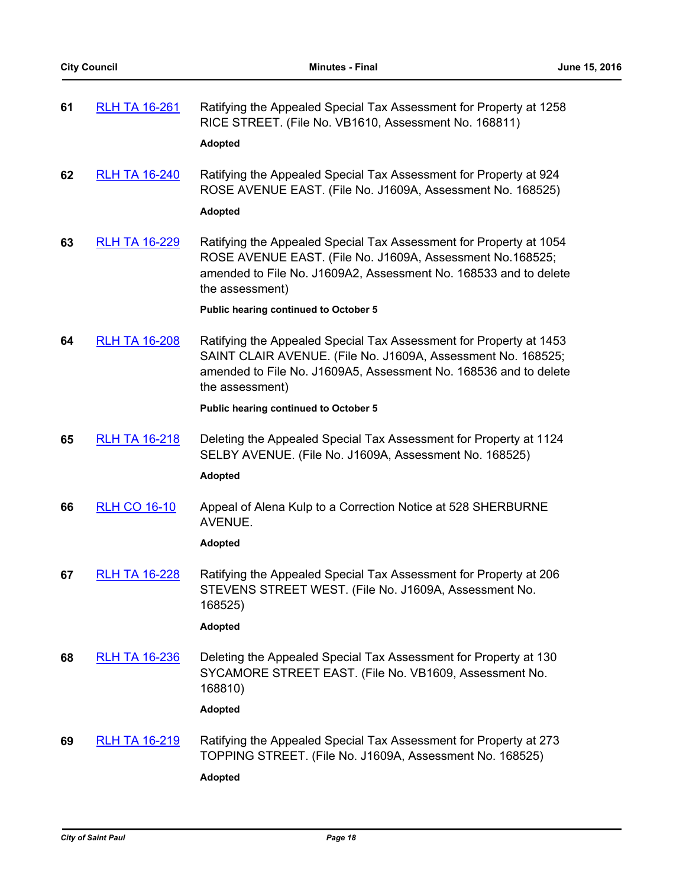**61** RLH TA 16-261 Ratifying the Appealed Special Tax Assessment for Property at 1258 RICE STREET. (File No. VB1610, Assessment No. 168811)

**Adopted**

**62** RLH TA 16-240 Ratifying the Appealed Special Tax Assessment for Property at 924 ROSE AVENUE EAST. (File No. J1609A, Assessment No. 168525)

**Adopted**

**63** RLH TA 16-229 Ratifying the Appealed Special Tax Assessment for Property at 1054 ROSE AVENUE EAST. (File No. J1609A, Assessment No.168525; amended to File No. J1609A2, Assessment No. 168533 and to delete the assessment)

**Public hearing continued to October 5**

**64** RLH TA 16-208 Ratifying the Appealed Special Tax Assessment for Property at 1453 SAINT CLAIR AVENUE. (File No. J1609A, Assessment No. 168525; amended to File No. J1609A5, Assessment No. 168536 and to delete the assessment)

**Public hearing continued to October 5**

**65** RLH TA 16-218 Deleting the Appealed Special Tax Assessment for Property at 1124 SELBY AVENUE. (File No. J1609A, Assessment No. 168525)

**Adopted**

**66** RLH CO 16-10 Appeal of Alena Kulp to a Correction Notice at 528 SHERBURNE AVENUE.

**Adopted**

**67** RLH TA 16-228 Ratifying the Appealed Special Tax Assessment for Property at 206 STEVENS STREET WEST. (File No. J1609A, Assessment No. 168525)

**Adopted**

**68** RLH TA 16-236 Deleting the Appealed Special Tax Assessment for Property at 130 SYCAMORE STREET EAST. (File No. VB1609, Assessment No. 168810)

**Adopted**

**69** RLH TA 16-219 Ratifying the Appealed Special Tax Assessment for Property at 273 TOPPING STREET. (File No. J1609A, Assessment No. 168525)

**Adopted**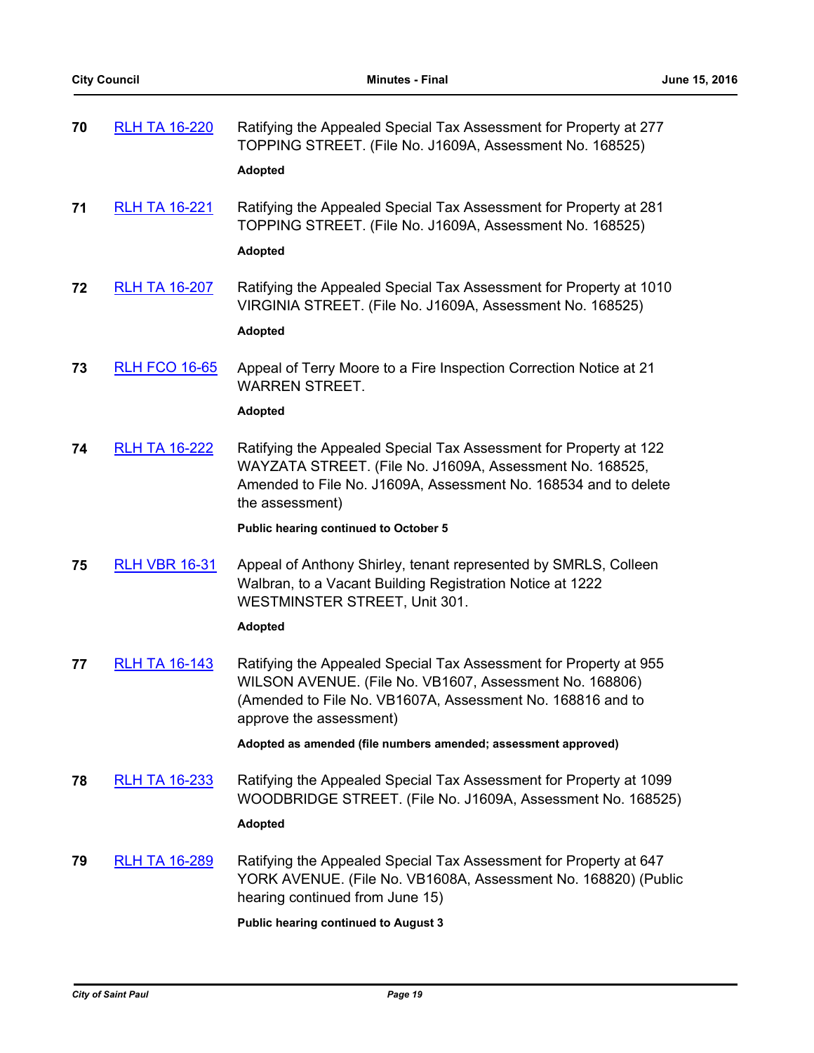**70** RLH TA 16-220 Ratifying the Appealed Special Tax Assessment for Property at 277 TOPPING STREET. (File No. J1609A, Assessment No. 168525)

**Adopted**

**71** RLH TA 16-221 Ratifying the Appealed Special Tax Assessment for Property at 281 TOPPING STREET. (File No. J1609A, Assessment No. 168525)

**Adopted**

**72** RLH TA 16-207 Ratifying the Appealed Special Tax Assessment for Property at 1010 VIRGINIA STREET. (File No. J1609A, Assessment No. 168525)

**Adopted**

**73** RLH FCO 16-65 Appeal of Terry Moore to a Fire Inspection Correction Notice at 21 WARREN STREET.

**Adopted**

**74** RLH TA 16-222 Ratifying the Appealed Special Tax Assessment for Property at 122 WAYZATA STREET. (File No. J1609A, Assessment No. 168525, Amended to File No. J1609A, Assessment No. 168534 and to delete the assessment)

**Public hearing continued to October 5**

**75** RLH VBR 16-31 Appeal of Anthony Shirley, tenant represented by SMRLS, Colleen Walbran, to a Vacant Building Registration Notice at 1222 WESTMINSTER STREET, Unit 301.

**Adopted**

**77** RLH TA 16-143 Ratifying the Appealed Special Tax Assessment for Property at 955 WILSON AVENUE. (File No. VB1607, Assessment No. 168806) (Amended to File No. VB1607A, Assessment No. 168816 and to approve the assessment)

**Adopted as amended (file numbers amended; assessment approved)**

**78** RLH TA 16-233 Ratifying the Appealed Special Tax Assessment for Property at 1099 WOODBRIDGE STREET. (File No. J1609A, Assessment No. 168525)

**Adopted**

**79** RLH TA 16-289 Ratifying the Appealed Special Tax Assessment for Property at 647 YORK AVENUE. (File No. VB1608A, Assessment No. 168820) (Public hearing continued from June 15)

**Public hearing continued to August 3**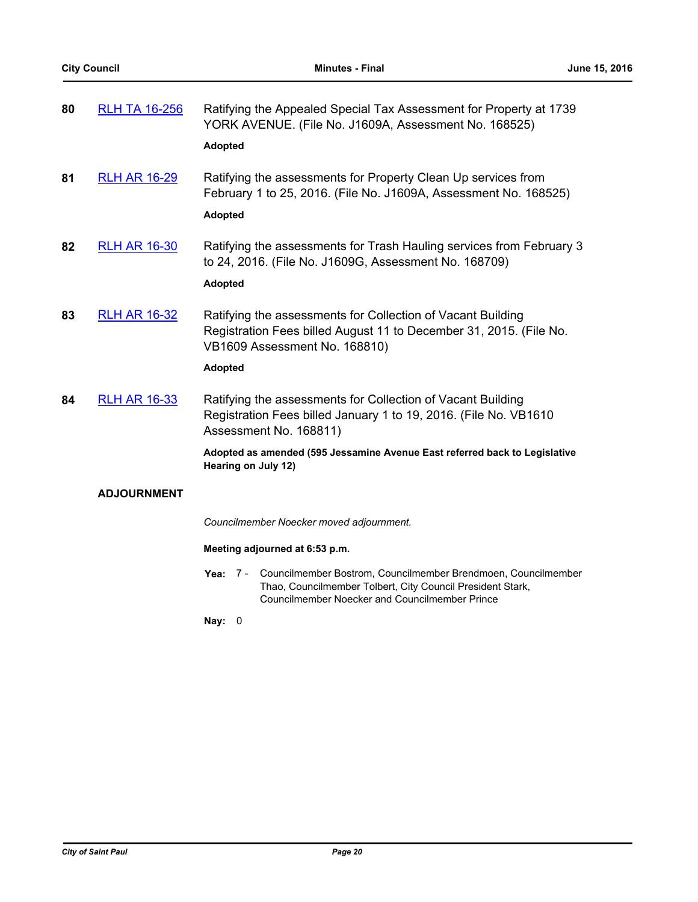**80** RLH TA 16-256 Ratifying the Appealed Special Tax Assessment for Property at 1739 YORK AVENUE. (File No. J1609A, Assessment No. 168525)

**Adopted**

**81** RLH AR 16-29 Ratifying the assessments for Property Clean Up services from February 1 to 25, 2016. (File No. J1609A, Assessment No. 168525)

**Adopted**

**82** RLH AR 16-30 Ratifying the assessments for Trash Hauling services from February 3 to 24, 2016. (File No. J1609G, Assessment No. 168709)

**Adopted**

**83** RLH AR 16-32 Ratifying the assessments for Collection of Vacant Building Registration Fees billed August 11 to December 31, 2015. (File No. VB1609 Assessment No. 168810)

**Adopted**

**84** RLH AR 16-33 Ratifying the assessments for Collection of Vacant Building Registration Fees billed January 1 to 19, 2016. (File No. VB1610 Assessment No. 168811)

**Adopted as amended (595 Jessamine Avenue East referred back to Legislative Hearing on July 12)**

## ADJOURNMENT

*Councilmember Noecker moved adjournment.*

**Meeting adjourned at 6:53 p.m.**

**Yea:** 7 - Councilmember Bostrom, Councilmember Brendmoen, Councilmember Thao, Councilmember Tolbert, City Council President Stark, Councilmember Noecker and Councilmember Prince

**Nay:** 0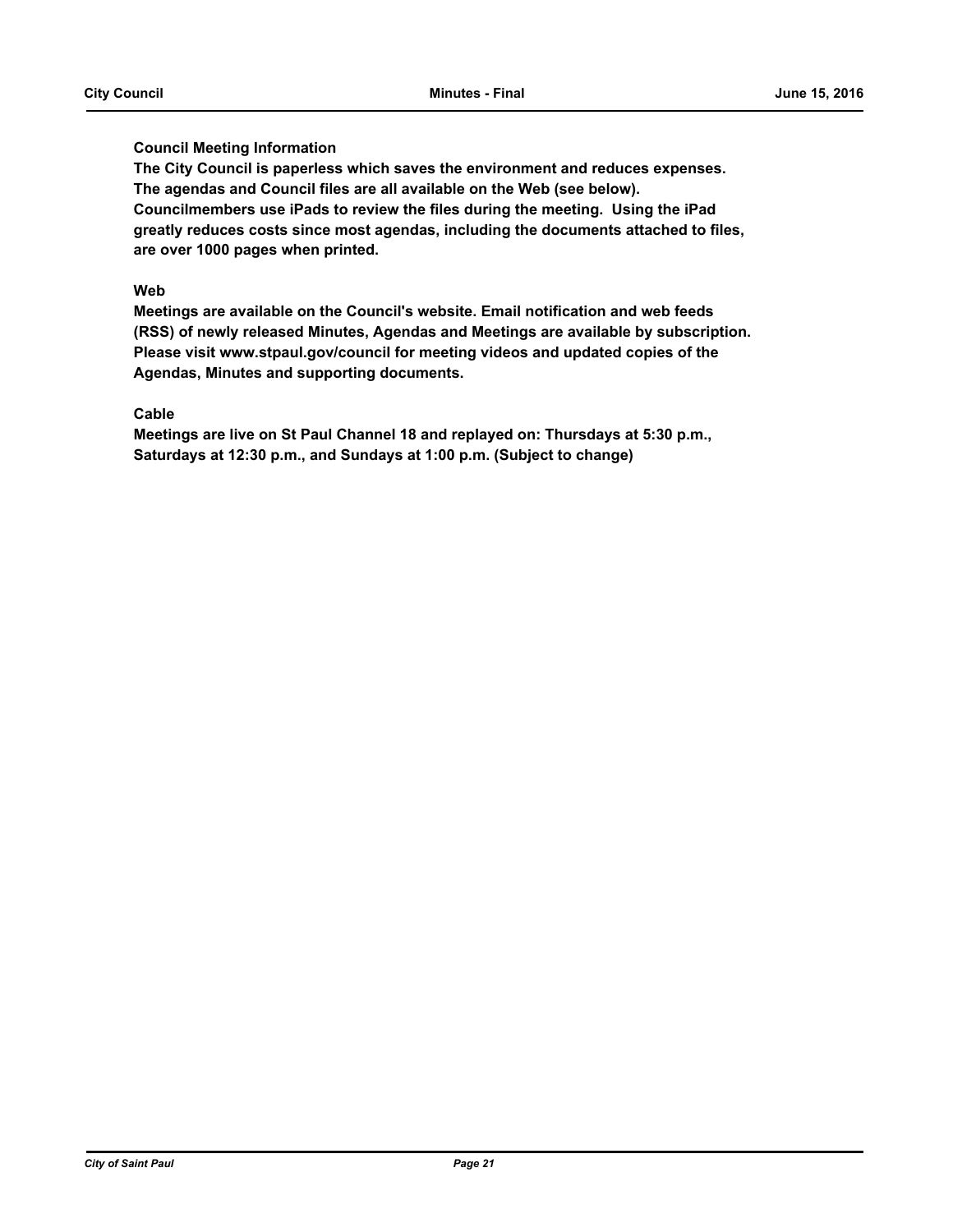**Council Meeting Information**

**The City Council is paperless which saves the environment and reduces expenses. The agendas and Council files are all available on the Web (see below). Councilmembers use iPads to review the files during the meeting. Using the iPad greatly reduces costs since most agendas, including the documents attached to files, are over 1000 pages when printed.**

**Web**

**Meetings are available on the Council's website. Email notification and web feeds (RSS) of newly released Minutes, Agendas and Meetings are available by subscription. Please visit www.stpaul.gov/council for meeting videos and updated copies of the Agendas, Minutes and supporting documents.**

**Cable**

**Meetings are live on St Paul Channel 18 and replayed on: Thursdays at 5:30 p.m., Saturdays at 12:30 p.m., and Sundays at 1:00 p.m. (Subject to change)**